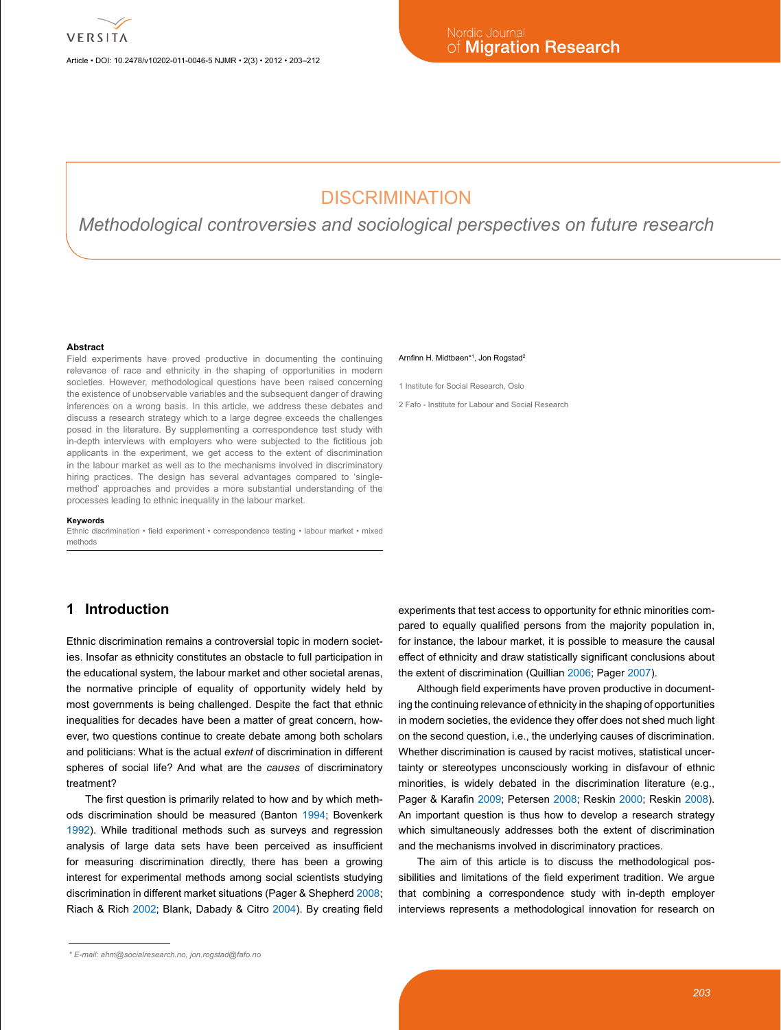# DISCRIMINATION

## *Methodological controversies and sociological perspectives on future research*

Arnfinn H. Midtbøen*[1], Jon Rogstad[2]

1 Institute for Social Research, Oslo

2 Fafo - Institute for Labour and Social Research

**Abstract**

Field experiments have proved productive in documenting the continuing relevance of race and ethnicity in the shaping of opportunities in modern societies. However, methodological questions have been raised concerning the existence of unobservable variables and the subsequent danger of drawing inferences on a wrong basis. In this article, we address these debates and discuss a research strategy which to a large degree exceeds the challenges posed in the literature. By supplementing a correspondence test study with in-depth interviews with employers who were subjected to the fictitious job applicants in the experiment, we get access to the extent of discrimination in the labour market as well as to the mechanisms involved in discriminatory hiring practices. The design has several advantages compared to 'single-method' approaches and provides a more substantial understanding of the processes leading to ethnic inequality in the labour market.

**Keywords**

Ethnic discrimination • field experiment • correspondence testing • labour market • mixed methods

## 1 Introduction

Ethnic discrimination remains a controversial topic in modern societies. Insofar as ethnicity constitutes an obstacle to full participation in the educational system, the labour market and other societal arenas, the normative principle of equality of opportunity widely held by most governments is being challenged. Despite the fact that ethnic inequalities for decades have been a matter of great concern, however, two questions continue to create debate among both scholars and politicians: What is the actual *extent* of discrimination in different spheres of social life? And what are the *causes* of discriminatory treatment?

The first question is primarily related to how and by which methods discrimination should be measured (Banton 1994; Bovenkerk 1992). While traditional methods such as surveys and regression analysis of large data sets have been perceived as insufficient for measuring discrimination directly, there has been a growing interest for experimental methods among social scientists studying discrimination in different market situations (Pager & Shepherd 2008; Riach & Rich 2002; Blank, Dabady & Citro 2004). By creating field experiments that test access to opportunity for ethnic minorities compared to equally qualified persons from the majority population in, for instance, the labour market, it is possible to measure the causal effect of ethnicity and draw statistically significant conclusions about the extent of discrimination (Quillian 2006; Pager 2007).

Although field experiments have proven productive in documenting the continuing relevance of ethnicity in the shaping of opportunities in modern societies, the evidence they offer does not shed much light on the second question, i.e., the underlying causes of discrimination. Whether discrimination is caused by racist motives, statistical uncertainty or stereotypes unconsciously working in disfavour of ethnic minorities, is widely debated in the discrimination literature (e.g., Pager & Karafin 2009; Petersen 2008; Reskin 2000; Reskin 2008). An important question is thus how to develop a research strategy which simultaneously addresses both the extent of discrimination and the mechanisms involved in discriminatory practices.

The aim of this article is to discuss the methodological possibilities and limitations of the field experiment tradition. We argue that combining a correspondence study with in-depth employer interviews represents a methodological innovation for research on

\* E-mail: ahm@socialresearch.no, jon.rogstad@fafo.no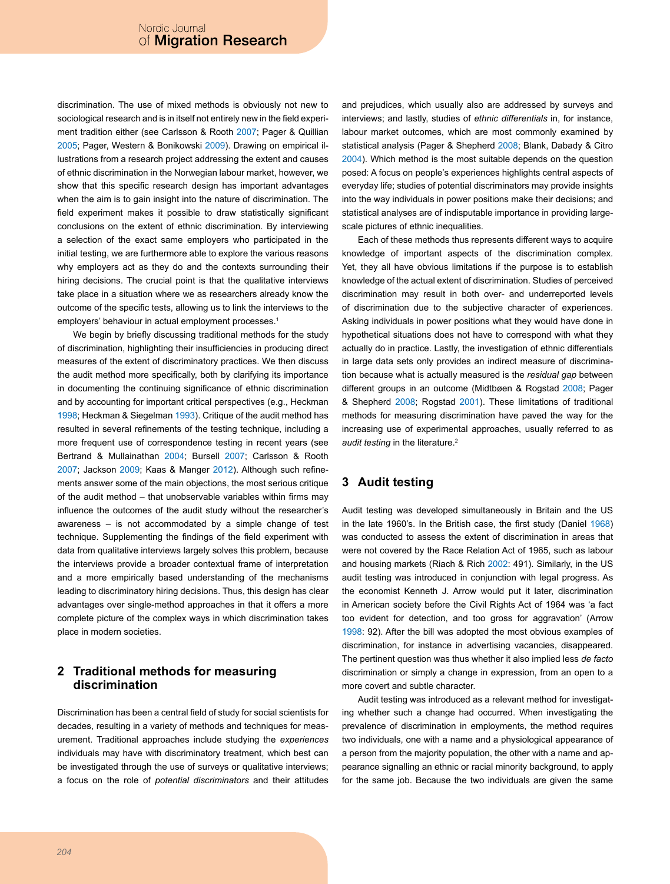discrimination. The use of mixed methods is obviously not new to sociological research and is in itself not entirely new in the field experiment tradition either (see Carlsson & Rooth 2007; Pager & Quillian 2005; Pager, Western & Bonikowski 2009). Drawing on empirical illustrations from a research project addressing the extent and causes of ethnic discrimination in the Norwegian labour market, however, we show that this specific research design has important advantages when the aim is to gain insight into the nature of discrimination. The field experiment makes it possible to draw statistically significant conclusions on the extent of ethnic discrimination. By interviewing a selection of the exact same employers who participated in the initial testing, we are furthermore able to explore the various reasons why employers act as they do and the contexts surrounding their hiring decisions. The crucial point is that the qualitative interviews take place in a situation where we as researchers already know the outcome of the specific tests, allowing us to link the interviews to the employers' behaviour in actual employment processes.[1]

We begin by briefly discussing traditional methods for the study of discrimination, highlighting their insufficiencies in producing direct measures of the extent of discriminatory practices. We then discuss the audit method more specifically, both by clarifying its importance in documenting the continuing significance of ethnic discrimination and by accounting for important critical perspectives (e.g., Heckman 1998; Heckman & Siegelman 1993). Critique of the audit method has resulted in several refinements of the testing technique, including a more frequent use of correspondence testing in recent years (see Bertrand & Mullainathan 2004; Bursell 2007; Carlsson & Rooth 2007; Jackson 2009; Kaas & Manger 2012). Although such refinements answer some of the main objections, the most serious critique of the audit method – that unobservable variables within firms may influence the outcomes of the audit study without the researcher's awareness – is not accommodated by a simple change of test technique. Supplementing the findings of the field experiment with data from qualitative interviews largely solves this problem, because the interviews provide a broader contextual frame of interpretation and a more empirically based understanding of the mechanisms leading to discriminatory hiring decisions. Thus, this design has clear advantages over single-method approaches in that it offers a more complete picture of the complex ways in which discrimination takes place in modern societies.

## 2 Traditional methods for measuring discrimination

Discrimination has been a central field of study for social scientists for decades, resulting in a variety of methods and techniques for measurement. Traditional approaches include studying the *experiences* individuals may have with discriminatory treatment, which best can be investigated through the use of surveys or qualitative interviews; a focus on the role of *potential discriminators* and their attitudes and prejudices, which usually also are addressed by surveys and interviews; and lastly, studies of *ethnic differentials* in, for instance, labour market outcomes, which are most commonly examined by statistical analysis (Pager & Shepherd 2008; Blank, Dabady & Citro 2004). Which method is the most suitable depends on the question posed: A focus on people's experiences highlights central aspects of everyday life; studies of potential discriminators may provide insights into the way individuals in power positions make their decisions; and statistical analyses are of indisputable importance in providing large-scale pictures of ethnic inequalities.

Each of these methods thus represents different ways to acquire knowledge of important aspects of the discrimination complex. Yet, they all have obvious limitations if the purpose is to establish knowledge of the actual extent of discrimination. Studies of perceived discrimination may result in both over- and underreported levels of discrimination due to the subjective character of experiences. Asking individuals in power positions what they would have done in hypothetical situations does not have to correspond with what they actually do in practice. Lastly, the investigation of ethnic differentials in large data sets only provides an indirect measure of discrimination because what is actually measured is the *residual gap* between different groups in an outcome (Midtbøen & Rogstad 2008; Pager & Shepherd 2008; Rogstad 2001). These limitations of traditional methods for measuring discrimination have paved the way for the increasing use of experimental approaches, usually referred to as *audit testing* in the literature.[2]

## 3 Audit testing

Audit testing was developed simultaneously in Britain and the US in the late 1960's. In the British case, the first study (Daniel 1968) was conducted to assess the extent of discrimination in areas that were not covered by the Race Relation Act of 1965, such as labour and housing markets (Riach & Rich 2002: 491). Similarly, in the US audit testing was introduced in conjunction with legal progress. As the economist Kenneth J. Arrow would put it later, discrimination in American society before the Civil Rights Act of 1964 was 'a fact too evident for detection, and too gross for aggravation' (Arrow 1998: 92). After the bill was adopted the most obvious examples of discrimination, for instance in advertising vacancies, disappeared. The pertinent question was thus whether it also implied less *de facto* discrimination or simply a change in expression, from an open to a more covert and subtle character.

Audit testing was introduced as a relevant method for investigating whether such a change had occurred. When investigating the prevalence of discrimination in employments, the method requires two individuals, one with a name and a physiological appearance of a person from the majority population, the other with a name and appearance signalling an ethnic or racial minority background, to apply for the same job. Because the two individuals are given the same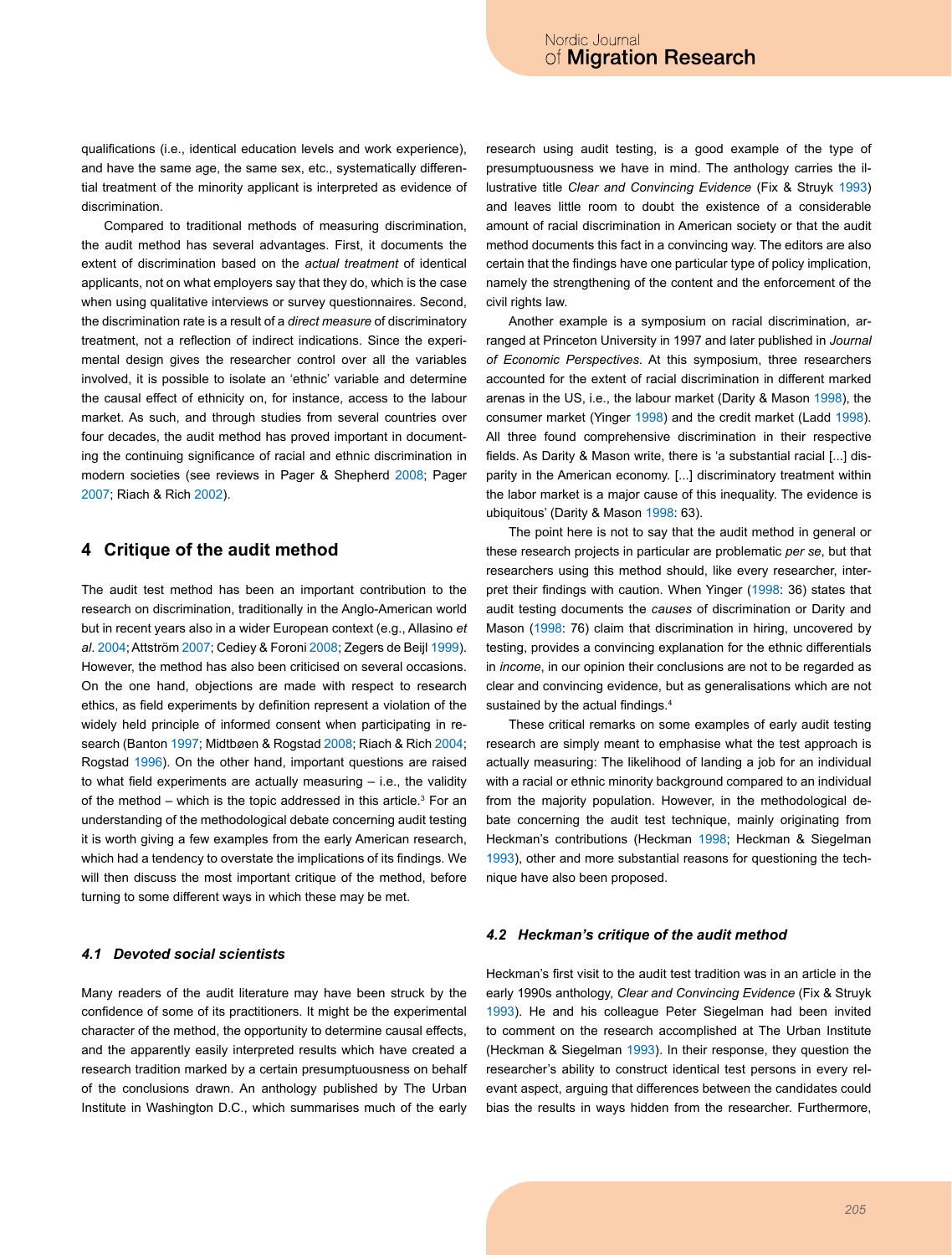qualifications (i.e., identical education levels and work experience), and have the same age, the same sex, etc., systematically differential treatment of the minority applicant is interpreted as evidence of discrimination.

Compared to traditional methods of measuring discrimination, the audit method has several advantages. First, it documents the extent of discrimination based on the *actual treatment* of identical applicants, not on what employers say that they do, which is the case when using qualitative interviews or survey questionnaires. Second, the discrimination rate is a result of a *direct measure* of discriminatory treatment, not a reflection of indirect indications. Since the experimental design gives the researcher control over all the variables involved, it is possible to isolate an 'ethnic' variable and determine the causal effect of ethnicity on, for instance, access to the labour market. As such, and through studies from several countries over four decades, the audit method has proved important in documenting the continuing significance of racial and ethnic discrimination in modern societies (see reviews in Pager & Shepherd 2008; Pager 2007; Riach & Rich 2002).

## 4 Critique of the audit method

The audit test method has been an important contribution to the research on discrimination, traditionally in the Anglo-American world but in recent years also in a wider European context (e.g., Allasino *et al*. 2004; Attström 2007; Cediey & Foroni 2008; Zegers de Beijl 1999). However, the method has also been criticised on several occasions. On the one hand, objections are made with respect to research ethics, as field experiments by definition represent a violation of the widely held principle of informed consent when participating in research (Banton 1997; Midtbøen & Rogstad 2008; Riach & Rich 2004; Rogstad 1996). On the other hand, important questions are raised to what field experiments are actually measuring – i.e., the validity of the method – which is the topic addressed in this article.[3] For an understanding of the methodological debate concerning audit testing it is worth giving a few examples from the early American research, which had a tendency to overstate the implications of its findings. We will then discuss the most important critique of the method, before turning to some different ways in which these may be met.

### 4.1 Devoted social scientists

Many readers of the audit literature may have been struck by the confidence of some of its practitioners. It might be the experimental character of the method, the opportunity to determine causal effects, and the apparently easily interpreted results which have created a research tradition marked by a certain presumptuousness on behalf of the conclusions drawn. An anthology published by The Urban Institute in Washington D.C., which summarises much of the early research using audit testing, is a good example of the type of presumptuousness we have in mind. The anthology carries the illustrative title *Clear and Convincing Evidence* (Fix & Struyk 1993) and leaves little room to doubt the existence of a considerable amount of racial discrimination in American society or that the audit method documents this fact in a convincing way. The editors are also certain that the findings have one particular type of policy implication, namely the strengthening of the content and the enforcement of the civil rights law.

Another example is a symposium on racial discrimination, arranged at Princeton University in 1997 and later published in *Journal of Economic Perspectives*. At this symposium, three researchers accounted for the extent of racial discrimination in different marked arenas in the US, i.e., the labour market (Darity & Mason 1998), the consumer market (Yinger 1998) and the credit market (Ladd 1998). All three found comprehensive discrimination in their respective fields. As Darity & Mason write, there is 'a substantial racial [...] disparity in the American economy. [...] discriminatory treatment within the labor market is a major cause of this inequality. The evidence is ubiquitous' (Darity & Mason 1998: 63).

The point here is not to say that the audit method in general or these research projects in particular are problematic *per se*, but that researchers using this method should, like every researcher, interpret their findings with caution. When Yinger (1998: 36) states that audit testing documents the *causes* of discrimination or Darity and Mason (1998: 76) claim that discrimination in hiring, uncovered by testing, provides a convincing explanation for the ethnic differentials in *income*, in our opinion their conclusions are not to be regarded as clear and convincing evidence, but as generalisations which are not sustained by the actual findings.[4]

These critical remarks on some examples of early audit testing research are simply meant to emphasise what the test approach is actually measuring: The likelihood of landing a job for an individual with a racial or ethnic minority background compared to an individual from the majority population. However, in the methodological debate concerning the audit test technique, mainly originating from Heckman's contributions (Heckman 1998; Heckman & Siegelman 1993), other and more substantial reasons for questioning the technique have also been proposed.

### 4.2 Heckman's critique of the audit method

Heckman's first visit to the audit test tradition was in an article in the early 1990s anthology, *Clear and Convincing Evidence* (Fix & Struyk 1993). He and his colleague Peter Siegelman had been invited to comment on the research accomplished at The Urban Institute (Heckman & Siegelman 1993). In their response, they question the researcher's ability to construct identical test persons in every relevant aspect, arguing that differences between the candidates could bias the results in ways hidden from the researcher. Furthermore,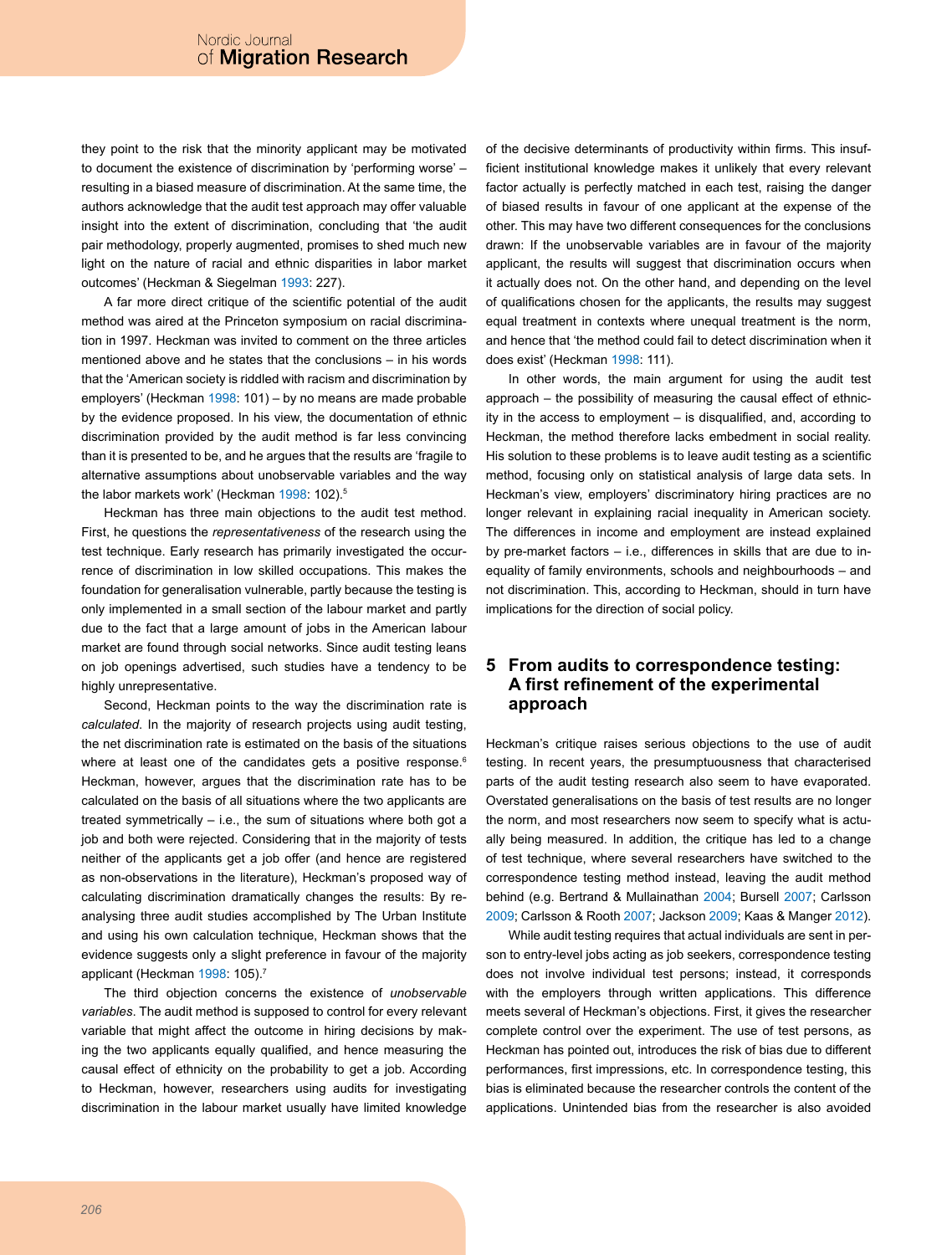they point to the risk that the minority applicant may be motivated to document the existence of discrimination by 'performing worse' – resulting in a biased measure of discrimination. At the same time, the authors acknowledge that the audit test approach may offer valuable insight into the extent of discrimination, concluding that 'the audit pair methodology, properly augmented, promises to shed much new light on the nature of racial and ethnic disparities in labor market outcomes' (Heckman & Siegelman 1993: 227).

A far more direct critique of the scientific potential of the audit method was aired at the Princeton symposium on racial discrimination in 1997. Heckman was invited to comment on the three articles mentioned above and he states that the conclusions – in his words that the 'American society is riddled with racism and discrimination by employers' (Heckman 1998: 101) – by no means are made probable by the evidence proposed. In his view, the documentation of ethnic discrimination provided by the audit method is far less convincing than it is presented to be, and he argues that the results are 'fragile to alternative assumptions about unobservable variables and the way the labor markets work' (Heckman 1998: 102).[5]

Heckman has three main objections to the audit test method. First, he questions the *representativeness* of the research using the test technique. Early research has primarily investigated the occurrence of discrimination in low skilled occupations. This makes the foundation for generalisation vulnerable, partly because the testing is only implemented in a small section of the labour market and partly due to the fact that a large amount of jobs in the American labour market are found through social networks. Since audit testing leans on job openings advertised, such studies have a tendency to be highly unrepresentative.

Second, Heckman points to the way the discrimination rate is *calculated*. In the majority of research projects using audit testing, the net discrimination rate is estimated on the basis of the situations where at least one of the candidates gets a positive response.[6] Heckman, however, argues that the discrimination rate has to be calculated on the basis of all situations where the two applicants are treated symmetrically – i.e., the sum of situations where both got a job and both were rejected. Considering that in the majority of tests neither of the applicants get a job offer (and hence are registered as non-observations in the literature), Heckman's proposed way of calculating discrimination dramatically changes the results: By re-analysing three audit studies accomplished by The Urban Institute and using his own calculation technique, Heckman shows that the evidence suggests only a slight preference in favour of the majority applicant (Heckman 1998: 105).[7]

The third objection concerns the existence of *unobservable variables*. The audit method is supposed to control for every relevant variable that might affect the outcome in hiring decisions by making the two applicants equally qualified, and hence measuring the causal effect of ethnicity on the probability to get a job. According to Heckman, however, researchers using audits for investigating discrimination in the labour market usually have limited knowledge of the decisive determinants of productivity within firms. This insufficient institutional knowledge makes it unlikely that every relevant factor actually is perfectly matched in each test, raising the danger of biased results in favour of one applicant at the expense of the other. This may have two different consequences for the conclusions drawn: If the unobservable variables are in favour of the majority applicant, the results will suggest that discrimination occurs when it actually does not. On the other hand, and depending on the level of qualifications chosen for the applicants, the results may suggest equal treatment in contexts where unequal treatment is the norm, and hence that 'the method could fail to detect discrimination when it does exist' (Heckman 1998: 111).

In other words, the main argument for using the audit test approach – the possibility of measuring the causal effect of ethnicity in the access to employment – is disqualified, and, according to Heckman, the method therefore lacks embedment in social reality. His solution to these problems is to leave audit testing as a scientific method, focusing only on statistical analysis of large data sets. In Heckman's view, employers' discriminatory hiring practices are no longer relevant in explaining racial inequality in American society. The differences in income and employment are instead explained by pre-market factors – i.e., differences in skills that are due to inequality of family environments, schools and neighbourhoods – and not discrimination. This, according to Heckman, should in turn have implications for the direction of social policy.

## 5 From audits to correspondence testing: A first refinement of the experimental approach

Heckman's critique raises serious objections to the use of audit testing. In recent years, the presumptuousness that characterised parts of the audit testing research also seem to have evaporated. Overstated generalisations on the basis of test results are no longer the norm, and most researchers now seem to specify what is actually being measured. In addition, the critique has led to a change of test technique, where several researchers have switched to the correspondence testing method instead, leaving the audit method behind (e.g. Bertrand & Mullainathan 2004; Bursell 2007; Carlsson 2009; Carlsson & Rooth 2007; Jackson 2009; Kaas & Manger 2012).

While audit testing requires that actual individuals are sent in person to entry-level jobs acting as job seekers, correspondence testing does not involve individual test persons; instead, it corresponds with the employers through written applications. This difference meets several of Heckman's objections. First, it gives the researcher complete control over the experiment. The use of test persons, as Heckman has pointed out, introduces the risk of bias due to different performances, first impressions, etc. In correspondence testing, this bias is eliminated because the researcher controls the content of the applications. Unintended bias from the researcher is also avoided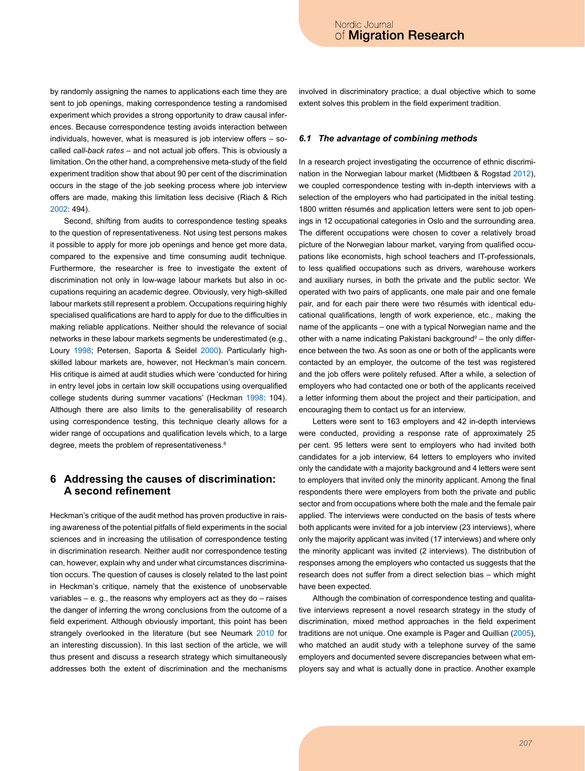by randomly assigning the names to applications each time they are sent to job openings, making correspondence testing a randomised experiment which provides a strong opportunity to draw causal inferences. Because correspondence testing avoids interaction between individuals, however, what is measured is job interview offers – so-called *call-back rates* – and not actual job offers. This is obviously a limitation. On the other hand, a comprehensive meta-study of the field experiment tradition show that about 90 per cent of the discrimination occurs in the stage of the job seeking process where job interview offers are made, making this limitation less decisive (Riach & Rich 2002: 494).

Second, shifting from audits to correspondence testing speaks to the question of representativeness. Not using test persons makes it possible to apply for more job openings and hence get more data, compared to the expensive and time consuming audit technique. Furthermore, the researcher is free to investigate the extent of discrimination not only in low-wage labour markets but also in occupations requiring an academic degree. Obviously, very high-skilled labour markets still represent a problem. Occupations requiring highly specialised qualifications are hard to apply for due to the difficulties in making reliable applications. Neither should the relevance of social networks in these labour markets segments be underestimated (e.g., Loury 1998; Petersen, Saporta & Seidel 2000). Particularly high-skilled labour markets are, however, not Heckman's main concern. His critique is aimed at audit studies which were 'conducted for hiring in entry level jobs in certain low skill occupations using overqualified college students during summer vacations' (Heckman 1998: 104). Although there are also limits to the generalisability of research using correspondence testing, this technique clearly allows for a wider range of occupations and qualification levels which, to a large degree, meets the problem of representativeness.[8]

## 6 Addressing the causes of discrimination: A second refinement

Heckman's critique of the audit method has proven productive in raising awareness of the potential pitfalls of field experiments in the social sciences and in increasing the utilisation of correspondence testing in discrimination research. Neither audit nor correspondence testing can, however, explain why and under what circumstances discrimination occurs. The question of causes is closely related to the last point in Heckman's critique, namely that the existence of unobservable variables – e. g., the reasons why employers act as they do – raises the danger of inferring the wrong conclusions from the outcome of a field experiment. Although obviously important, this point has been strangely overlooked in the literature (but see Neumark 2010 for an interesting discussion). In this last section of the article, we will thus present and discuss a research strategy which simultaneously addresses both the extent of discrimination and the mechanisms involved in discriminatory practice; a dual objective which to some extent solves this problem in the field experiment tradition.

### *6.1 The advantage of combining methods*

In a research project investigating the occurrence of ethnic discrimination in the Norwegian labour market (Midtbøen & Rogstad 2012), we coupled correspondence testing with in-depth interviews with a selection of the employers who had participated in the initial testing. 1800 written résumés and application letters were sent to job openings in 12 occupational categories in Oslo and the surrounding area. The different occupations were chosen to cover a relatively broad picture of the Norwegian labour market, varying from qualified occupations like economists, high school teachers and IT-professionals, to less qualified occupations such as drivers, warehouse workers and auxiliary nurses, in both the private and the public sector. We operated with two pairs of applicants, one male pair and one female pair, and for each pair there were two résumés with identical educational qualifications, length of work experience, etc., making the name of the applicants – one with a typical Norwegian name and the other with a name indicating Pakistani background[9] – the only difference between the two. As soon as one or both of the applicants were contacted by an employer, the outcome of the test was registered and the job offers were politely refused. After a while, a selection of employers who had contacted one or both of the applicants received a letter informing them about the project and their participation, and encouraging them to contact us for an interview.

Letters were sent to 163 employers and 42 in-depth interviews were conducted, providing a response rate of approximately 25 per cent. 95 letters were sent to employers who had invited both candidates for a job interview, 64 letters to employers who invited only the candidate with a majority background and 4 letters were sent to employers that invited only the minority applicant. Among the final respondents there were employers from both the private and public sector and from occupations where both the male and the female pair applied. The interviews were conducted on the basis of tests where both applicants were invited for a job interview (23 interviews), where only the majority applicant was invited (17 interviews) and where only the minority applicant was invited (2 interviews). The distribution of responses among the employers who contacted us suggests that the research does not suffer from a direct selection bias – which might have been expected.

Although the combination of correspondence testing and qualitative interviews represent a novel research strategy in the study of discrimination, mixed method approaches in the field experiment traditions are not unique. One example is Pager and Quillian (2005), who matched an audit study with a telephone survey of the same employers and documented severe discrepancies between what employers say and what is actually done in practice. Another example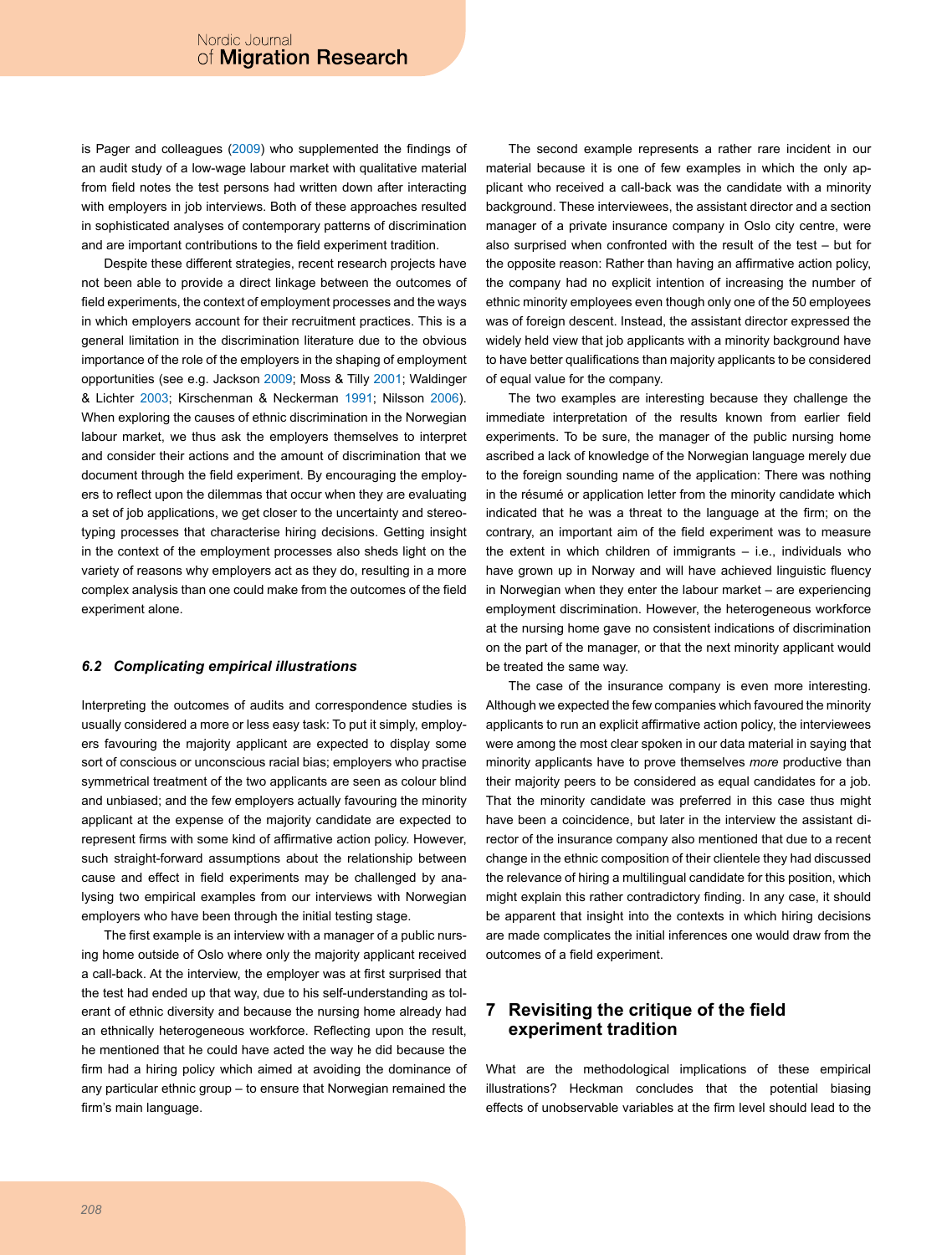is Pager and colleagues (2009) who supplemented the findings of an audit study of a low-wage labour market with qualitative material from field notes the test persons had written down after interacting with employers in job interviews. Both of these approaches resulted in sophisticated analyses of contemporary patterns of discrimination and are important contributions to the field experiment tradition.

Despite these different strategies, recent research projects have not been able to provide a direct linkage between the outcomes of field experiments, the context of employment processes and the ways in which employers account for their recruitment practices. This is a general limitation in the discrimination literature due to the obvious importance of the role of the employers in the shaping of employment opportunities (see e.g. Jackson 2009; Moss & Tilly 2001; Waldinger & Lichter 2003; Kirschenman & Neckerman 1991; Nilsson 2006). When exploring the causes of ethnic discrimination in the Norwegian labour market, we thus ask the employers themselves to interpret and consider their actions and the amount of discrimination that we document through the field experiment. By encouraging the employers to reflect upon the dilemmas that occur when they are evaluating a set of job applications, we get closer to the uncertainty and stereotyping processes that characterise hiring decisions. Getting insight in the context of the employment processes also sheds light on the variety of reasons why employers act as they do, resulting in a more complex analysis than one could make from the outcomes of the field experiment alone.

### *6.2 Complicating empirical illustrations*

Interpreting the outcomes of audits and correspondence studies is usually considered a more or less easy task: To put it simply, employers favouring the majority applicant are expected to display some sort of conscious or unconscious racial bias; employers who practise symmetrical treatment of the two applicants are seen as colour blind and unbiased; and the few employers actually favouring the minority applicant at the expense of the majority candidate are expected to represent firms with some kind of affirmative action policy. However, such straight-forward assumptions about the relationship between cause and effect in field experiments may be challenged by analysing two empirical examples from our interviews with Norwegian employers who have been through the initial testing stage.

The first example is an interview with a manager of a public nursing home outside of Oslo where only the majority applicant received a call-back. At the interview, the employer was at first surprised that the test had ended up that way, due to his self-understanding as tolerant of ethnic diversity and because the nursing home already had an ethnically heterogeneous workforce. Reflecting upon the result, he mentioned that he could have acted the way he did because the firm had a hiring policy which aimed at avoiding the dominance of any particular ethnic group – to ensure that Norwegian remained the firm's main language.

The second example represents a rather rare incident in our material because it is one of few examples in which the only applicant who received a call-back was the candidate with a minority background. These interviewees, the assistant director and a section manager of a private insurance company in Oslo city centre, were also surprised when confronted with the result of the test – but for the opposite reason: Rather than having an affirmative action policy, the company had no explicit intention of increasing the number of ethnic minority employees even though only one of the 50 employees was of foreign descent. Instead, the assistant director expressed the widely held view that job applicants with a minority background have to have better qualifications than majority applicants to be considered of equal value for the company.

The two examples are interesting because they challenge the immediate interpretation of the results known from earlier field experiments. To be sure, the manager of the public nursing home ascribed a lack of knowledge of the Norwegian language merely due to the foreign sounding name of the application: There was nothing in the résumé or application letter from the minority candidate which indicated that he was a threat to the language at the firm; on the contrary, an important aim of the field experiment was to measure the extent in which children of immigrants – i.e., individuals who have grown up in Norway and will have achieved linguistic fluency in Norwegian when they enter the labour market – are experiencing employment discrimination. However, the heterogeneous workforce at the nursing home gave no consistent indications of discrimination on the part of the manager, or that the next minority applicant would be treated the same way.

The case of the insurance company is even more interesting. Although we expected the few companies which favoured the minority applicants to run an explicit affirmative action policy, the interviewees were among the most clear spoken in our data material in saying that minority applicants have to prove themselves *more* productive than their majority peers to be considered as equal candidates for a job. That the minority candidate was preferred in this case thus might have been a coincidence, but later in the interview the assistant director of the insurance company also mentioned that due to a recent change in the ethnic composition of their clientele they had discussed the relevance of hiring a multilingual candidate for this position, which might explain this rather contradictory finding. In any case, it should be apparent that insight into the contexts in which hiring decisions are made complicates the initial inferences one would draw from the outcomes of a field experiment.

## 7 Revisiting the critique of the field experiment tradition

What are the methodological implications of these empirical illustrations? Heckman concludes that the potential biasing effects of unobservable variables at the firm level should lead to the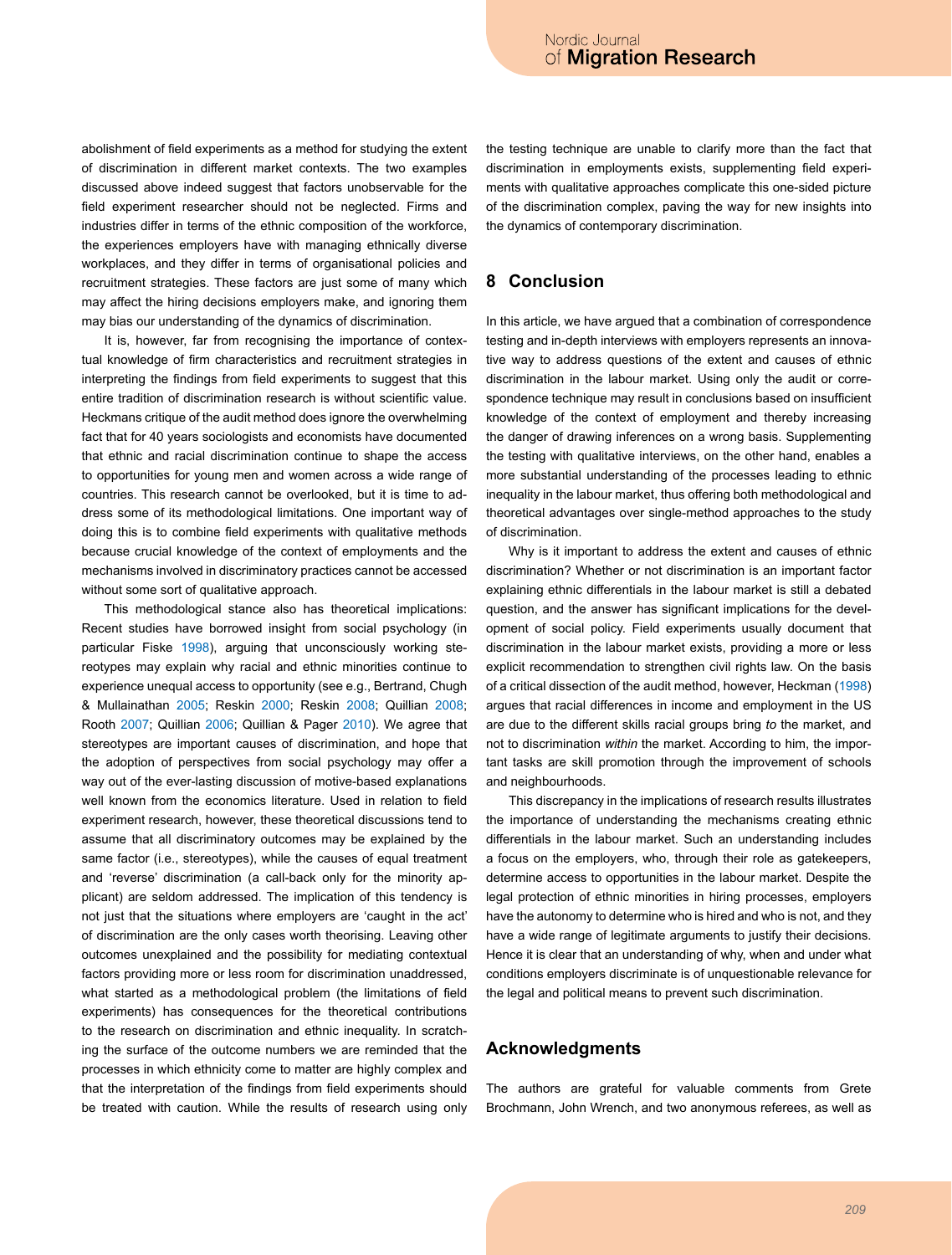abolishment of field experiments as a method for studying the extent of discrimination in different market contexts. The two examples discussed above indeed suggest that factors unobservable for the field experiment researcher should not be neglected. Firms and industries differ in terms of the ethnic composition of the workforce, the experiences employers have with managing ethnically diverse workplaces, and they differ in terms of organisational policies and recruitment strategies. These factors are just some of many which may affect the hiring decisions employers make, and ignoring them may bias our understanding of the dynamics of discrimination.

It is, however, far from recognising the importance of contextual knowledge of firm characteristics and recruitment strategies in interpreting the findings from field experiments to suggest that this entire tradition of discrimination research is without scientific value. Heckmans critique of the audit method does ignore the overwhelming fact that for 40 years sociologists and economists have documented that ethnic and racial discrimination continue to shape the access to opportunities for young men and women across a wide range of countries. This research cannot be overlooked, but it is time to address some of its methodological limitations. One important way of doing this is to combine field experiments with qualitative methods because crucial knowledge of the context of employments and the mechanisms involved in discriminatory practices cannot be accessed without some sort of qualitative approach.

This methodological stance also has theoretical implications: Recent studies have borrowed insight from social psychology (in particular Fiske 1998), arguing that unconsciously working stereotypes may explain why racial and ethnic minorities continue to experience unequal access to opportunity (see e.g., Bertrand, Chugh & Mullainathan 2005; Reskin 2000; Reskin 2008; Quillian 2008; Rooth 2007; Quillian 2006; Quillian & Pager 2010). We agree that stereotypes are important causes of discrimination, and hope that the adoption of perspectives from social psychology may offer a way out of the ever-lasting discussion of motive-based explanations well known from the economics literature. Used in relation to field experiment research, however, these theoretical discussions tend to assume that all discriminatory outcomes may be explained by the same factor (i.e., stereotypes), while the causes of equal treatment and 'reverse' discrimination (a call-back only for the minority applicant) are seldom addressed. The implication of this tendency is not just that the situations where employers are 'caught in the act' of discrimination are the only cases worth theorising. Leaving other outcomes unexplained and the possibility for mediating contextual factors providing more or less room for discrimination unaddressed, what started as a methodological problem (the limitations of field experiments) has consequences for the theoretical contributions to the research on discrimination and ethnic inequality. In scratching the surface of the outcome numbers we are reminded that the processes in which ethnicity come to matter are highly complex and that the interpretation of the findings from field experiments should be treated with caution. While the results of research using only the testing technique are unable to clarify more than the fact that discrimination in employments exists, supplementing field experiments with qualitative approaches complicate this one-sided picture of the discrimination complex, paving the way for new insights into the dynamics of contemporary discrimination.

## 8 Conclusion

In this article, we have argued that a combination of correspondence testing and in-depth interviews with employers represents an innovative way to address questions of the extent and causes of ethnic discrimination in the labour market. Using only the audit or correspondence technique may result in conclusions based on insufficient knowledge of the context of employment and thereby increasing the danger of drawing inferences on a wrong basis. Supplementing the testing with qualitative interviews, on the other hand, enables a more substantial understanding of the processes leading to ethnic inequality in the labour market, thus offering both methodological and theoretical advantages over single-method approaches to the study of discrimination.

Why is it important to address the extent and causes of ethnic discrimination? Whether or not discrimination is an important factor explaining ethnic differentials in the labour market is still a debated question, and the answer has significant implications for the development of social policy. Field experiments usually document that discrimination in the labour market exists, providing a more or less explicit recommendation to strengthen civil rights law. On the basis of a critical dissection of the audit method, however, Heckman (1998) argues that racial differences in income and employment in the US are due to the different skills racial groups bring *to* the market, and not to discrimination *within* the market. According to him, the important tasks are skill promotion through the improvement of schools and neighbourhoods.

This discrepancy in the implications of research results illustrates the importance of understanding the mechanisms creating ethnic differentials in the labour market. Such an understanding includes a focus on the employers, who, through their role as gatekeepers, determine access to opportunities in the labour market. Despite the legal protection of ethnic minorities in hiring processes, employers have the autonomy to determine who is hired and who is not, and they have a wide range of legitimate arguments to justify their decisions. Hence it is clear that an understanding of why, when and under what conditions employers discriminate is of unquestionable relevance for the legal and political means to prevent such discrimination.

## Acknowledgments

The authors are grateful for valuable comments from Grete Brochmann, John Wrench, and two anonymous referees, as well as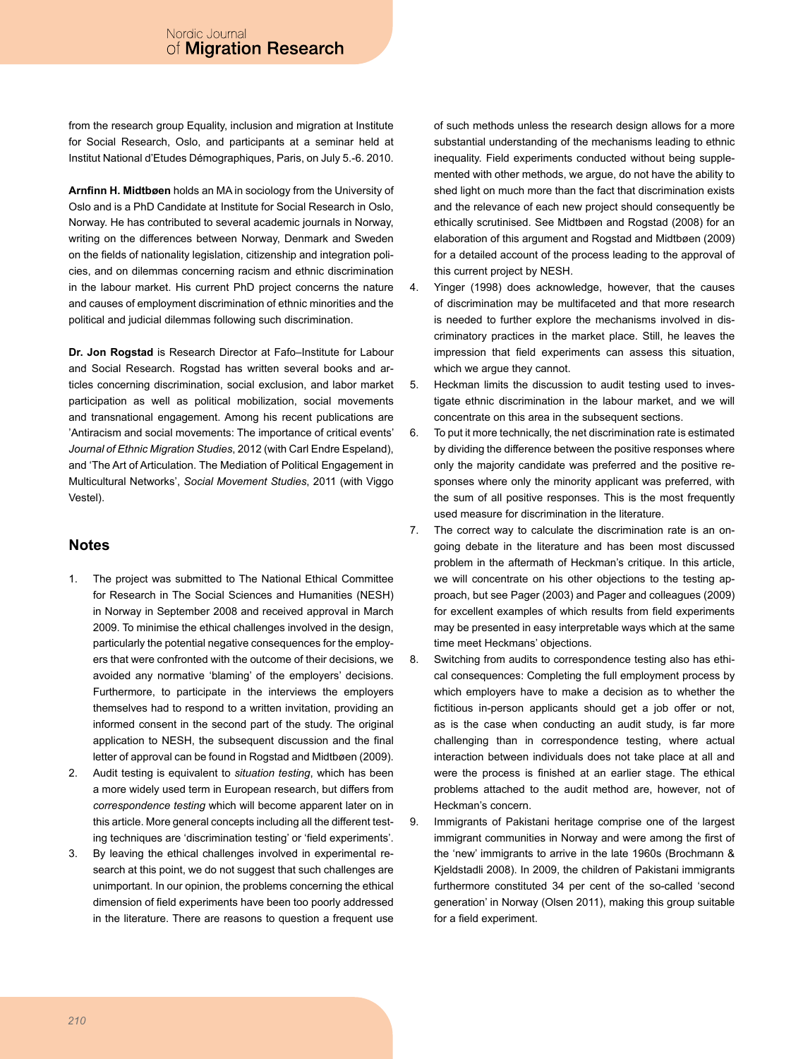from the research group Equality, inclusion and migration at Institute for Social Research, Oslo, and participants at a seminar held at Institut National d'Etudes Démographiques, Paris, on July 5.-6. 2010.

**Arnfinn H. Midtbøen** holds an MA in sociology from the University of Oslo and is a PhD Candidate at Institute for Social Research in Oslo, Norway. He has contributed to several academic journals in Norway, writing on the differences between Norway, Denmark and Sweden on the fields of nationality legislation, citizenship and integration policies, and on dilemmas concerning racism and ethnic discrimination in the labour market. His current PhD project concerns the nature and causes of employment discrimination of ethnic minorities and the political and judicial dilemmas following such discrimination.

**Dr. Jon Rogstad** is Research Director at Fafo–Institute for Labour and Social Research. Rogstad has written several books and articles concerning discrimination, social exclusion, and labor market participation as well as political mobilization, social movements and transnational engagement. Among his recent publications are 'Antiracism and social movements: The importance of critical events' *Journal of Ethnic Migration Studies*, 2012 (with Carl Endre Espeland), and 'The Art of Articulation. The Mediation of Political Engagement in Multicultural Networks', *Social Movement Studies*, 2011 (with Viggo Vestel).

## Notes

1. The project was submitted to The National Ethical Committee for Research in The Social Sciences and Humanities (NESH) in Norway in September 2008 and received approval in March 2009. To minimise the ethical challenges involved in the design, particularly the potential negative consequences for the employers that were confronted with the outcome of their decisions, we avoided any normative 'blaming' of the employers' decisions. Furthermore, to participate in the interviews the employers themselves had to respond to a written invitation, providing an informed consent in the second part of the study. The original application to NESH, the subsequent discussion and the final letter of approval can be found in Rogstad and Midtbøen (2009).
2. Audit testing is equivalent to *situation testing*, which has been a more widely used term in European research, but differs from *correspondence testing* which will become apparent later on in this article. More general concepts including all the different testing techniques are 'discrimination testing' or 'field experiments'.
3. By leaving the ethical challenges involved in experimental research at this point, we do not suggest that such challenges are unimportant. In our opinion, the problems concerning the ethical dimension of field experiments have been too poorly addressed in the literature. There are reasons to question a frequent use of such methods unless the research design allows for a more substantial understanding of the mechanisms leading to ethnic inequality. Field experiments conducted without being supplemented with other methods, we argue, do not have the ability to shed light on much more than the fact that discrimination exists and the relevance of each new project should consequently be ethically scrutinised. See Midtbøen and Rogstad (2008) for an elaboration of this argument and Rogstad and Midtbøen (2009) for a detailed account of the process leading to the approval of this current project by NESH.
4. Yinger (1998) does acknowledge, however, that the causes of discrimination may be multifaceted and that more research is needed to further explore the mechanisms involved in discriminatory practices in the market place. Still, he leaves the impression that field experiments can assess this situation, which we argue they cannot.
5. Heckman limits the discussion to audit testing used to investigate ethnic discrimination in the labour market, and we will concentrate on this area in the subsequent sections.
6. To put it more technically, the net discrimination rate is estimated by dividing the difference between the positive responses where only the majority candidate was preferred and the positive responses where only the minority applicant was preferred, with the sum of all positive responses. This is the most frequently used measure for discrimination in the literature.
7. The correct way to calculate the discrimination rate is an ongoing debate in the literature and has been most discussed problem in the aftermath of Heckman's critique. In this article, we will concentrate on his other objections to the testing approach, but see Pager (2003) and Pager and colleagues (2009) for excellent examples of which results from field experiments may be presented in easy interpretable ways which at the same time meet Heckmans' objections.
8. Switching from audits to correspondence testing also has ethical consequences: Completing the full employment process by which employers have to make a decision as to whether the fictitious in-person applicants should get a job offer or not, as is the case when conducting an audit study, is far more challenging than in correspondence testing, where actual interaction between individuals does not take place at all and were the process is finished at an earlier stage. The ethical problems attached to the audit method are, however, not of Heckman's concern.
9. Immigrants of Pakistani heritage comprise one of the largest immigrant communities in Norway and were among the first of the 'new' immigrants to arrive in the late 1960s (Brochmann & Kjeldstadli 2008). In 2009, the children of Pakistani immigrants furthermore constituted 34 per cent of the so-called 'second generation' in Norway (Olsen 2011), making this group suitable for a field experiment.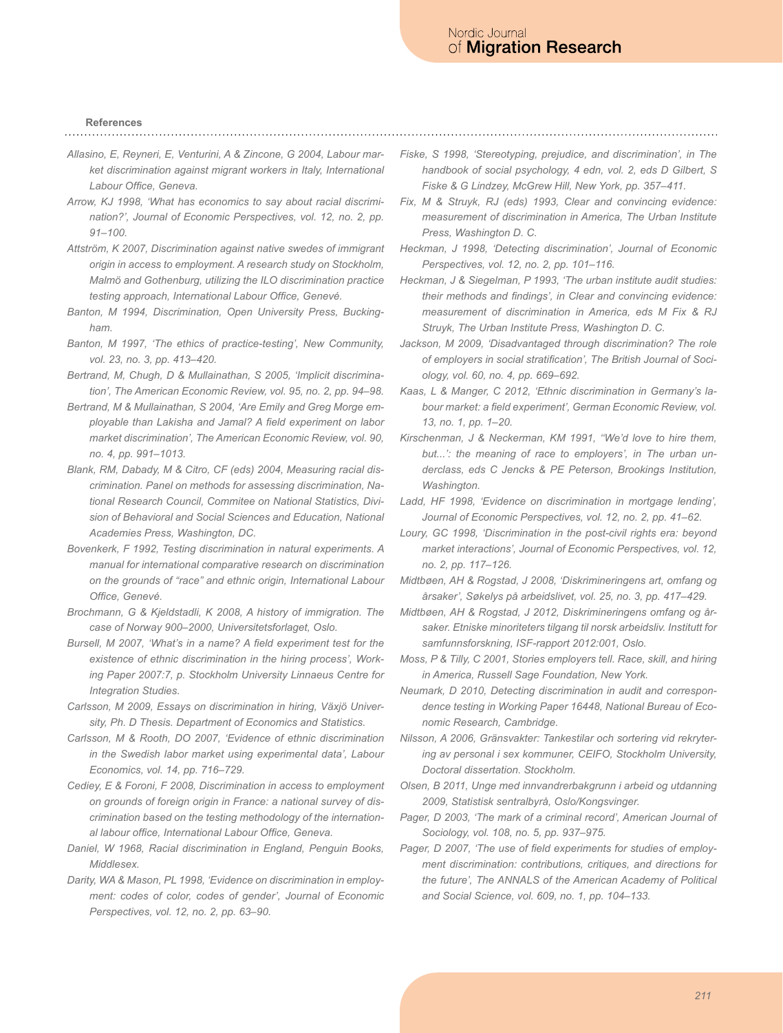**References**

*Allasino, E, Reyneri, E, Venturini, A & Zincone, G 2004, Labour market discrimination against migrant workers in Italy, International Labour Office, Geneva.*

*Arrow, KJ 1998, 'What has economics to say about racial discrimination?', Journal of Economic Perspectives, vol. 12, no. 2, pp. 91–100.*

*Attström, K 2007, Discrimination against native swedes of immigrant origin in access to employment. A research study on Stockholm, Malmö and Gothenburg, utilizing the ILO discrimination practice testing approach, International Labour Office, Genevé.*

*Banton, M 1994, Discrimination, Open University Press, Buckingham.*

*Banton, M 1997, 'The ethics of practice-testing', New Community, vol. 23, no. 3, pp. 413–420.*

*Bertrand, M, Chugh, D & Mullainathan, S 2005, 'Implicit discrimination', The American Economic Review, vol. 95, no. 2, pp. 94–98.*

*Bertrand, M & Mullainathan, S 2004, 'Are Emily and Greg Morge employable than Lakisha and Jamal? A field experiment on labor market discrimination', The American Economic Review, vol. 90, no. 4, pp. 991–1013.*

*Blank, RM, Dabady, M & Citro, CF (eds) 2004, Measuring racial discrimination. Panel on methods for assessing discrimination, National Research Council, Commitee on National Statistics, Division of Behavioral and Social Sciences and Education, National Academies Press, Washington, DC.*

*Bovenkerk, F 1992, Testing discrimination in natural experiments. A manual for international comparative research on discrimination on the grounds of "race" and ethnic origin, International Labour Office, Genevé.*

*Brochmann, G & Kjeldstadli, K 2008, A history of immigration. The case of Norway 900–2000, Universitetsforlaget, Oslo.*

*Bursell, M 2007, 'What's in a name? A field experiment test for the existence of ethnic discrimination in the hiring process', Working Paper 2007:7, p. Stockholm University Linnaeus Centre for Integration Studies.*

*Carlsson, M 2009, Essays on discrimination in hiring, Växjö University, Ph. D Thesis. Department of Economics and Statistics.*

*Carlsson, M & Rooth, DO 2007, 'Evidence of ethnic discrimination in the Swedish labor market using experimental data', Labour Economics, vol. 14, pp. 716–729.*

*Cediey, E & Foroni, F 2008, Discrimination in access to employment on grounds of foreign origin in France: a national survey of discrimination based on the testing methodology of the international labour office, International Labour Office, Geneva.*

*Daniel, W 1968, Racial discrimination in England, Penguin Books, Middlesex.*

*Darity, WA & Mason, PL 1998, 'Evidence on discrimination in employment: codes of color, codes of gender', Journal of Economic Perspectives, vol. 12, no. 2, pp. 63–90.*

*Fiske, S 1998, 'Stereotyping, prejudice, and discrimination', in The handbook of social psychology, 4 edn, vol. 2, eds D Gilbert, S Fiske & G Lindzey, McGrew Hill, New York, pp. 357–411.*

*Fix, M & Struyk, RJ (eds) 1993, Clear and convincing evidence: measurement of discrimination in America, The Urban Institute Press, Washington D. C.*

*Heckman, J 1998, 'Detecting discrimination', Journal of Economic Perspectives, vol. 12, no. 2, pp. 101–116.*

*Heckman, J & Siegelman, P 1993, 'The urban institute audit studies: their methods and findings', in Clear and convincing evidence: measurement of discrimination in America, eds M Fix & RJ Struyk, The Urban Institute Press, Washington D. C.*

*Jackson, M 2009, 'Disadvantaged through discrimination? The role of employers in social stratification', The British Journal of Sociology, vol. 60, no. 4, pp. 669–692.*

*Kaas, L & Manger, C 2012, 'Ethnic discrimination in Germany's labour market: a field experiment', German Economic Review, vol. 13, no. 1, pp. 1–20.*

*Kirschenman, J & Neckerman, KM 1991, ''We'd love to hire them, but...': the meaning of race to employers', in The urban underclass, eds C Jencks & PE Peterson, Brookings Institution, Washington.*

*Ladd, HF 1998, 'Evidence on discrimination in mortgage lending', Journal of Economic Perspectives, vol. 12, no. 2, pp. 41–62.*

*Loury, GC 1998, 'Discrimination in the post-civil rights era: beyond market interactions', Journal of Economic Perspectives, vol. 12, no. 2, pp. 117–126.*

*Midtbøen, AH & Rogstad, J 2008, 'Diskrimineringens art, omfang og årsaker', Søkelys på arbeidslivet, vol. 25, no. 3, pp. 417–429.*

*Midtbøen, AH & Rogstad, J 2012, Diskrimineringens omfang og årsaker. Etniske minoriteters tilgang til norsk arbeidsliv. Institutt for samfunnsforskning, ISF-rapport 2012:001, Oslo.*

*Moss, P & Tilly, C 2001, Stories employers tell. Race, skill, and hiring in America, Russell Sage Foundation, New York.*

*Neumark, D 2010, Detecting discrimination in audit and correspondence testing in Working Paper 16448, National Bureau of Economic Research, Cambridge.*

*Nilsson, A 2006, Gränsvakter: Tankestilar och sortering vid rekrytering av personal i sex kommuner, CEIFO, Stockholm University, Doctoral dissertation. Stockholm.*

*Olsen, B 2011, Unge med innvandrerbakgrunn i arbeid og utdanning 2009, Statistisk sentralbyrå, Oslo/Kongsvinger.*

*Pager, D 2003, 'The mark of a criminal record', American Journal of Sociology, vol. 108, no. 5, pp. 937–975.*

*Pager, D 2007, 'The use of field experiments for studies of employment discrimination: contributions, critiques, and directions for the future', The ANNALS of the American Academy of Political and Social Science, vol. 609, no. 1, pp. 104–133.*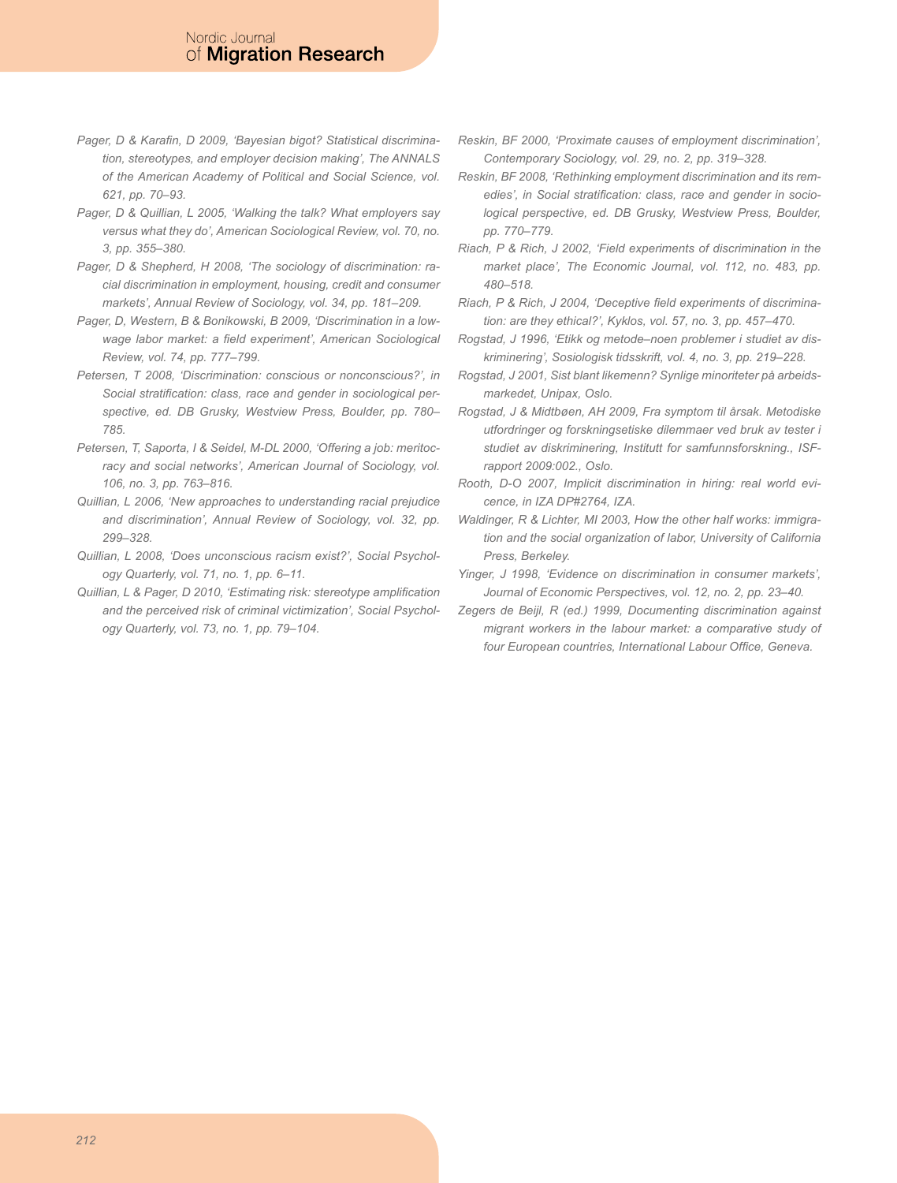*Pager, D & Karafin, D 2009, 'Bayesian bigot? Statistical discrimination, stereotypes, and employer decision making', The ANNALS of the American Academy of Political and Social Science, vol. 621, pp. 70–93.*

*Pager, D & Quillian, L 2005, 'Walking the talk? What employers say versus what they do', American Sociological Review, vol. 70, no. 3, pp. 355–380.*

*Pager, D & Shepherd, H 2008, 'The sociology of discrimination: racial discrimination in employment, housing, credit and consumer markets', Annual Review of Sociology, vol. 34, pp. 181–209.*

*Pager, D, Western, B & Bonikowski, B 2009, 'Discrimination in a low-wage labor market: a field experiment', American Sociological Review, vol. 74, pp. 777–799.*

*Petersen, T 2008, 'Discrimination: conscious or nonconscious?', in Social stratification: class, race and gender in sociological perspective, ed. DB Grusky, Westview Press, Boulder, pp. 780–785.*

*Petersen, T, Saporta, I & Seidel, M-DL 2000, 'Offering a job: meritocracy and social networks', American Journal of Sociology, vol. 106, no. 3, pp. 763–816.*

*Quillian, L 2006, 'New approaches to understanding racial prejudice and discrimination', Annual Review of Sociology, vol. 32, pp. 299–328.*

*Quillian, L 2008, 'Does unconscious racism exist?', Social Psychology Quarterly, vol. 71, no. 1, pp. 6–11.*

*Quillian, L & Pager, D 2010, 'Estimating risk: stereotype amplification and the perceived risk of criminal victimization', Social Psychology Quarterly, vol. 73, no. 1, pp. 79–104.*

*Reskin, BF 2000, 'Proximate causes of employment discrimination', Contemporary Sociology, vol. 29, no. 2, pp. 319–328.*

*Reskin, BF 2008, 'Rethinking employment discrimination and its remedies', in Social stratification: class, race and gender in sociological perspective, ed. DB Grusky, Westview Press, Boulder, pp. 770–779.*

*Riach, P & Rich, J 2002, 'Field experiments of discrimination in the market place', The Economic Journal, vol. 112, no. 483, pp. 480–518.*

*Riach, P & Rich, J 2004, 'Deceptive field experiments of discrimination: are they ethical?', Kyklos, vol. 57, no. 3, pp. 457–470.*

*Rogstad, J 1996, 'Etikk og metode–noen problemer i studiet av diskriminering', Sosiologisk tidsskrift, vol. 4, no. 3, pp. 219–228.*

*Rogstad, J 2001, Sist blant likemenn? Synlige minoriteter på arbeidsmarkedet, Unipax, Oslo.*

*Rogstad, J & Midtbøen, AH 2009, Fra symptom til årsak. Metodiske utfordringer og forskningsetiske dilemmaer ved bruk av tester i studiet av diskriminering, Institutt for samfunnsforskning., ISF-rapport 2009:002., Oslo.*

*Rooth, D-O 2007, Implicit discrimination in hiring: real world evidence, in IZA DP#2764, IZA.*

*Waldinger, R & Lichter, MI 2003, How the other half works: immigration and the social organization of labor, University of California Press, Berkeley.*

*Yinger, J 1998, 'Evidence on discrimination in consumer markets', Journal of Economic Perspectives, vol. 12, no. 2, pp. 23–40.*

*Zegers de Beijl, R (ed.) 1999, Documenting discrimination against migrant workers in the labour market: a comparative study of four European countries, International Labour Office, Geneva.*